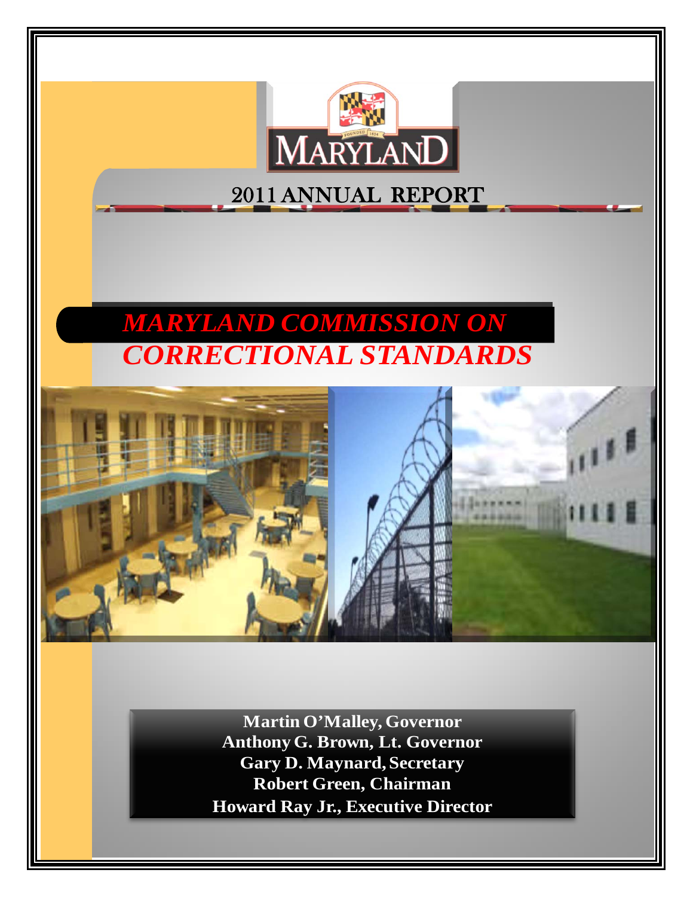MARYLAND

# 2011 ANNUAL REPORT

# *MARYLAND COMMISSION ON CORRECTIONAL STANDARDS*

**Martin O'Malley, Governor**
**Anthony G. Brown, Lt. Governor**
**Gary D. Maynard, Secretary**
**Robert Green, Chairman**
**Howard Ray Jr., Executive Director**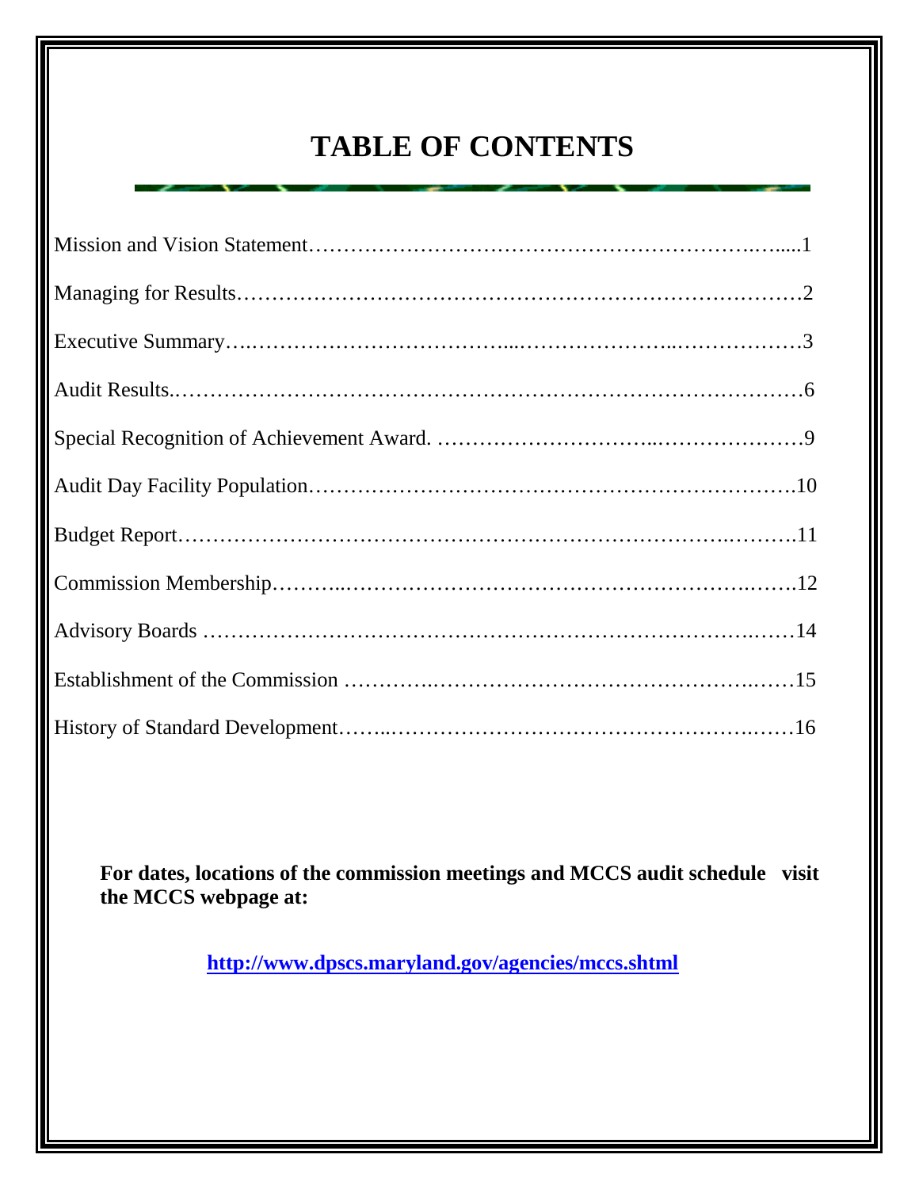# TABLE OF CONTENTS

Mission and Vision Statement……………………………………………………….…....1

Managing for Results……………………………………………………………………2

Executive Summary….……………………………...…………………..………………3

Audit Results.……………………………………………………………………………6

Special Recognition of Achievement Award. ……………………………..…………………9

Audit Day Facility Population……………………………………………………….10

Budget Report…………………………………………………………………..……….11

Commission Membership………...…………………………………………….…….12

Advisory Boards ………………………………………………………………….……14

Establishment of the Commission ………….………………………………………….……15

History of Standard Development……..………………………………………….……16

**For dates, locations of the commission meetings and MCCS audit schedule visit the MCCS webpage at:**

**http://www.dpscs.maryland.gov/agencies/mccs.shtml**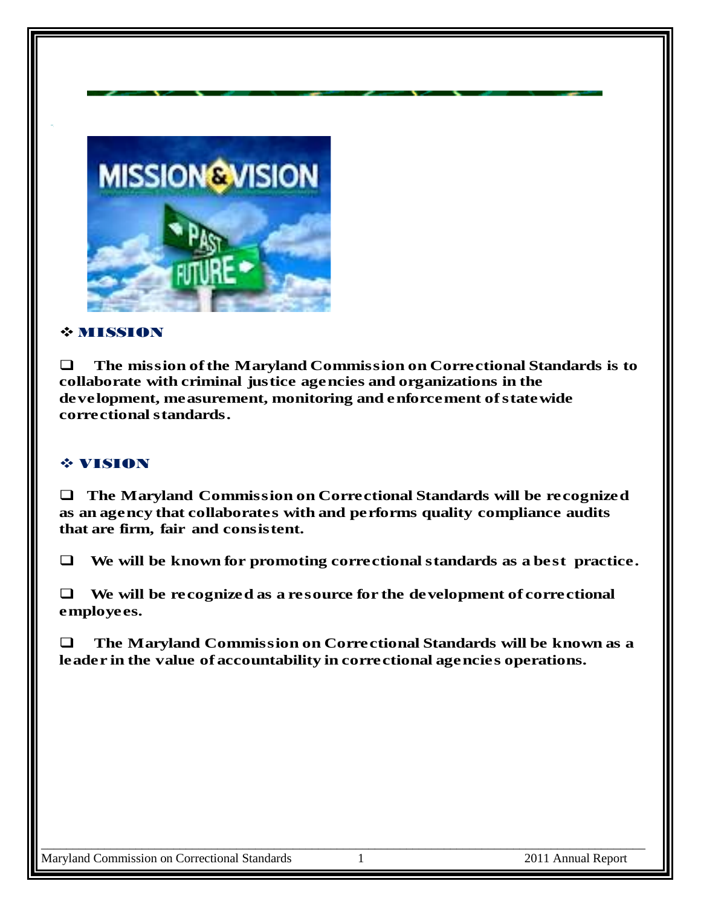## ❖ MISSION

- The mission of the Maryland Commission on Correctional Standards is to collaborate with criminal justice agencies and organizations in the development, measurement, monitoring and enforcement of statewide correctional standards.

## ❖ VISION

- The Maryland Commission on Correctional Standards will be recognized as an agency that collaborates with and performs quality compliance audits that are firm, fair and consistent.
- We will be known for promoting correctional standards as a best practice.
- We will be recognized as a resource for the development of correctional employees.
- The Maryland Commission on Correctional Standards will be known as a leader in the value of accountability in correctional agencies operations.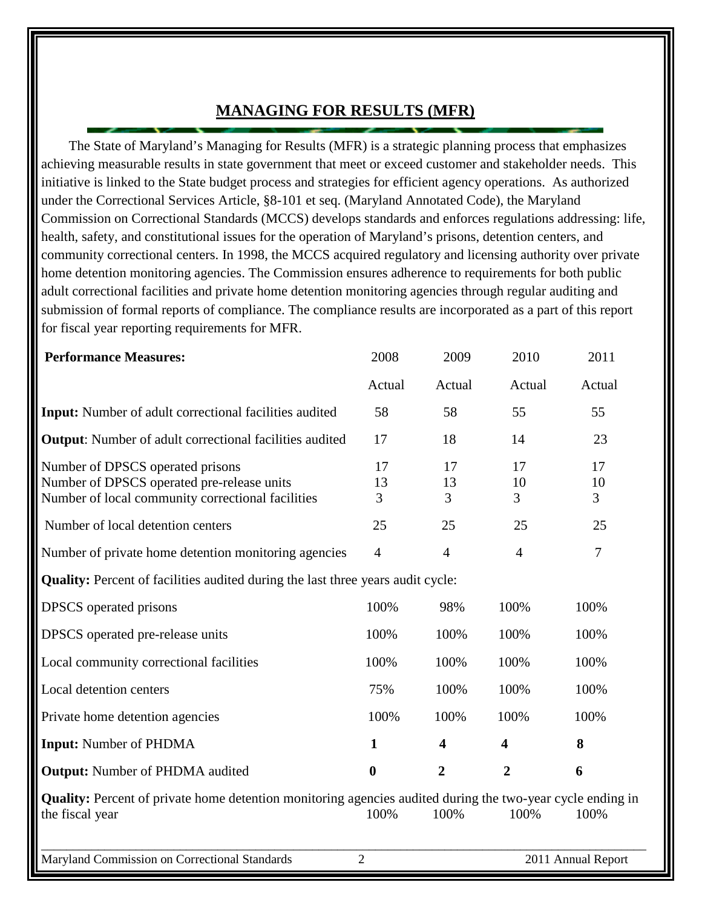## MANAGING FOR RESULTS (MFR)

The State of Maryland's Managing for Results (MFR) is a strategic planning process that emphasizes achieving measurable results in state government that meet or exceed customer and stakeholder needs. This initiative is linked to the State budget process and strategies for efficient agency operations. As authorized under the Correctional Services Article, §8-101 et seq. (Maryland Annotated Code), the Maryland Commission on Correctional Standards (MCCS) develops standards and enforces regulations addressing: life, health, safety, and constitutional issues for the operation of Maryland's prisons, detention centers, and community correctional centers. In 1998, the MCCS acquired regulatory and licensing authority over private home detention monitoring agencies. The Commission ensures adherence to requirements for both public adult correctional facilities and private home detention monitoring agencies through regular auditing and submission of formal reports of compliance. The compliance results are incorporated as a part of this report for fiscal year reporting requirements for MFR.

| **Performance Measures:** | 2008 Actual | 2009 Actual | 2010 Actual | 2011 Actual |
|---|---|---|---|---|
| **Input:** Number of adult correctional facilities audited | 58 | 58 | 55 | 55 |
| **Output**: Number of adult correctional facilities audited | 17 | 18 | 14 | 23 |
| Number of DPSCS operated prisons | 17 | 17 | 17 | 17 |
| Number of DPSCS operated pre-release units | 13 | 13 | 10 | 10 |
| Number of local community correctional facilities | 3 | 3 | 3 | 3 |
| Number of local detention centers | 25 | 25 | 25 | 25 |
| Number of private home detention monitoring agencies | 4 | 4 | 4 | 7 |
| **Quality:** Percent of facilities audited during the last three years audit cycle: | | | | |
| DPSCS operated prisons | 100% | 98% | 100% | 100% |
| DPSCS operated pre-release units | 100% | 100% | 100% | 100% |
| Local community correctional facilities | 100% | 100% | 100% | 100% |
| Local detention centers | 75% | 100% | 100% | 100% |
| Private home detention agencies | 100% | 100% | 100% | 100% |
| **Input:** Number of PHDMA | **1** | **4** | **4** | **8** |
| **Output:** Number of PHDMA audited | **0** | **2** | **2** | **6** |
| **Quality:** Percent of private home detention monitoring agencies audited during the two-year cycle ending in the fiscal year | 100% | 100% | 100% | 100% |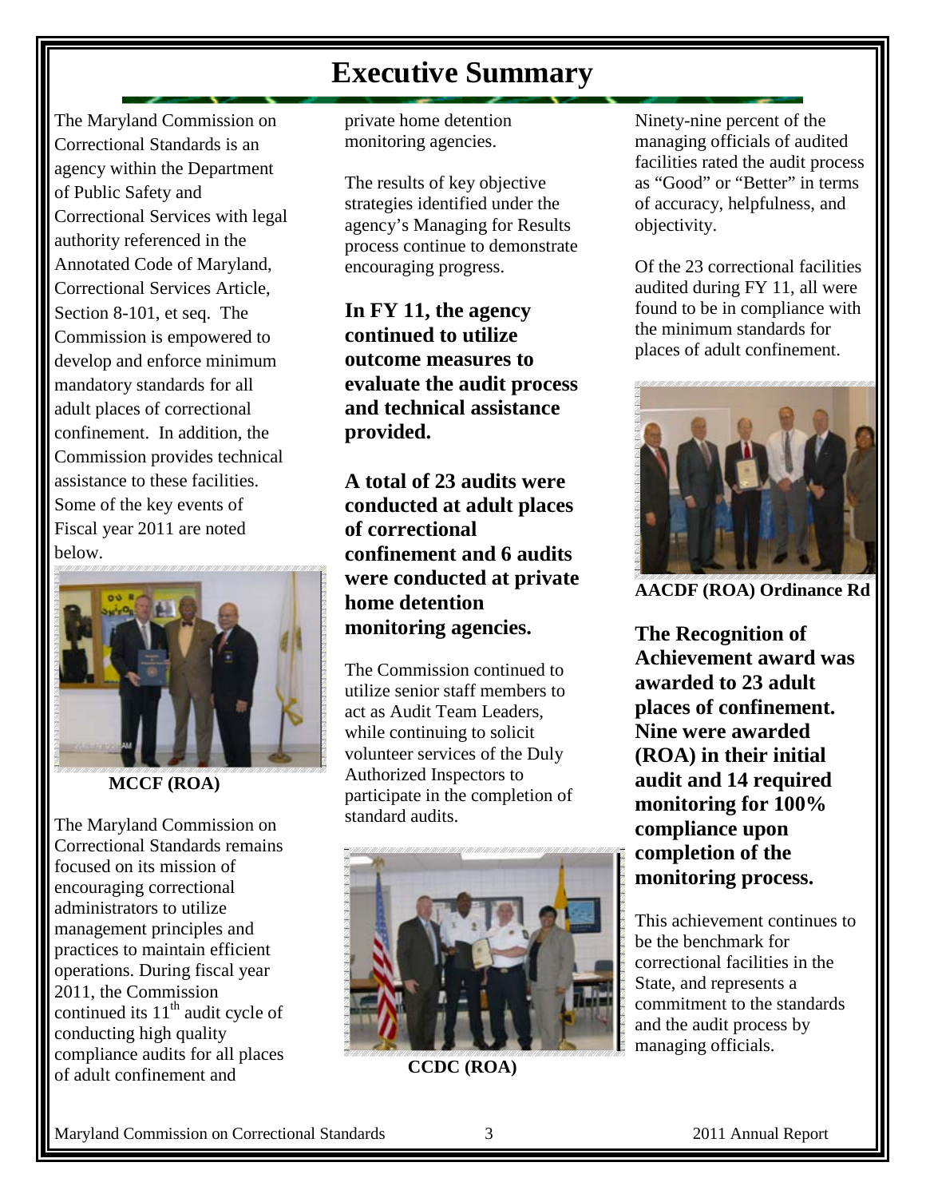# Executive Summary

The Maryland Commission on Correctional Standards is an agency within the Department of Public Safety and Correctional Services with legal authority referenced in the Annotated Code of Maryland, Correctional Services Article, Section 8-101, et seq. The Commission is empowered to develop and enforce minimum mandatory standards for all adult places of correctional confinement. In addition, the Commission provides technical assistance to these facilities. Some of the key events of Fiscal year 2011 are noted below.

**MCCF (ROA)**

The Maryland Commission on Correctional Standards remains focused on its mission of encouraging correctional administrators to utilize management principles and practices to maintain efficient operations. During fiscal year 2011, the Commission continued its 11th audit cycle of conducting high quality compliance audits for all places of adult confinement and private home detention monitoring agencies.

The results of key objective strategies identified under the agency's Managing for Results process continue to demonstrate encouraging progress.

**In FY 11, the agency continued to utilize outcome measures to evaluate the audit process and technical assistance provided.**

**A total of 23 audits were conducted at adult places of correctional confinement and 6 audits were conducted at private home detention monitoring agencies.**

The Commission continued to utilize senior staff members to act as Audit Team Leaders, while continuing to solicit volunteer services of the Duly Authorized Inspectors to participate in the completion of standard audits.

**CCDC (ROA)**

Ninety-nine percent of the managing officials of audited facilities rated the audit process as "Good" or "Better" in terms of accuracy, helpfulness, and objectivity.

Of the 23 correctional facilities audited during FY 11, all were found to be in compliance with the minimum standards for places of adult confinement.

**AACDF (ROA) Ordinance Rd**

**The Recognition of Achievement award was awarded to 23 adult places of confinement. Nine were awarded (ROA) in their initial audit and 14 required monitoring for 100% compliance upon completion of the monitoring process.**

This achievement continues to be the benchmark for correctional facilities in the State, and represents a commitment to the standards and the audit process by managing officials.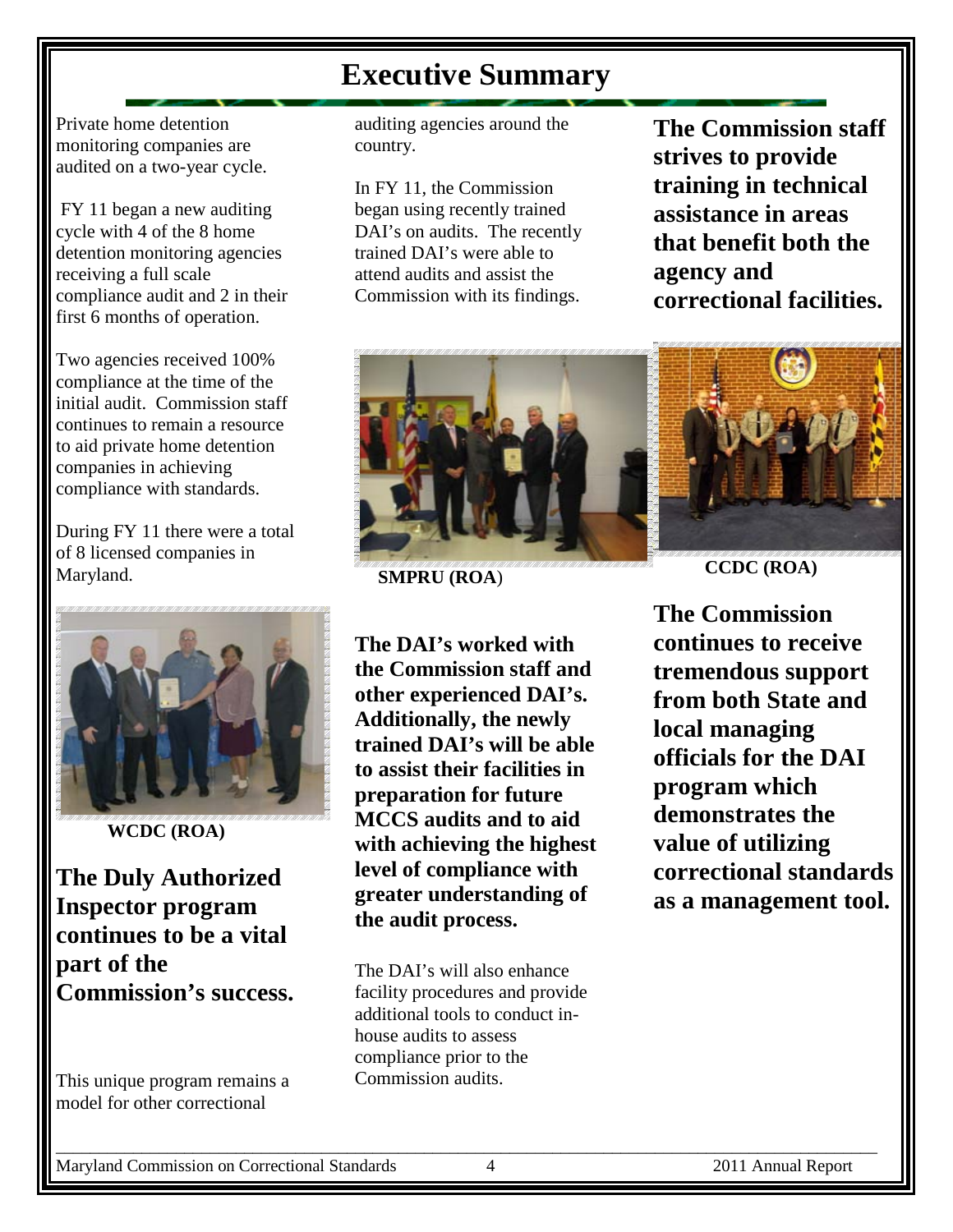# Executive Summary

Private home detention monitoring companies are audited on a two-year cycle.

FY 11 began a new auditing cycle with 4 of the 8 home detention monitoring agencies receiving a full scale compliance audit and 2 in their first 6 months of operation.

Two agencies received 100% compliance at the time of the initial audit. Commission staff continues to remain a resource to aid private home detention companies in achieving compliance with standards.

During FY 11 there were a total of 8 licensed companies in Maryland.

WCDC (ROA)

**The Duly Authorized Inspector program continues to be a vital part of the Commission's success.**

This unique program remains a model for other correctional auditing agencies around the country.

In FY 11, the Commission began using recently trained DAI's on audits. The recently trained DAI's were able to attend audits and assist the Commission with its findings.

SMPRU (ROA)

**The DAI's worked with the Commission staff and other experienced DAI's. Additionally, the newly trained DAI's will be able to assist their facilities in preparation for future MCCS audits and to aid with achieving the highest level of compliance with greater understanding of the audit process.**

The DAI's will also enhance facility procedures and provide additional tools to conduct in-house audits to assess compliance prior to the Commission audits.

**The Commission staff strives to provide training in technical assistance in areas that benefit both the agency and correctional facilities.**

CCDC (ROA)

**The Commission continues to receive tremendous support from both State and local managing officials for the DAI program which demonstrates the value of utilizing correctional standards as a management tool.**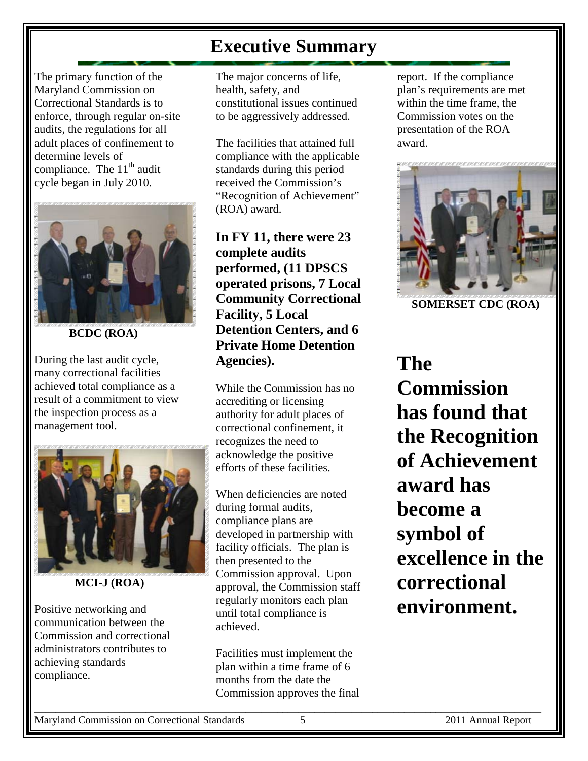# Executive Summary

The primary function of the Maryland Commission on Correctional Standards is to enforce, through regular on-site audits, the regulations for all adult places of confinement to determine levels of compliance. The 11th audit cycle began in July 2010.

**BCDC (ROA)**

During the last audit cycle, many correctional facilities achieved total compliance as a result of a commitment to view the inspection process as a management tool.

**MCI-J (ROA)**

Positive networking and communication between the Commission and correctional administrators contributes to achieving standards compliance.

The major concerns of life, health, safety, and constitutional issues continued to be aggressively addressed.

The facilities that attained full compliance with the applicable standards during this period received the Commission's "Recognition of Achievement" (ROA) award.

**In FY 11, there were 23 complete audits performed, (11 DPSCS operated prisons, 7 Local Community Correctional Facility, 5 Local Detention Centers, and 6 Private Home Detention Agencies).**

While the Commission has no accrediting or licensing authority for adult places of correctional confinement, it recognizes the need to acknowledge the positive efforts of these facilities.

When deficiencies are noted during formal audits, compliance plans are developed in partnership with facility officials. The plan is then presented to the Commission approval. Upon approval, the Commission staff regularly monitors each plan until total compliance is achieved.

Facilities must implement the plan within a time frame of 6 months from the date the Commission approves the final report. If the compliance plan's requirements are met within the time frame, the Commission votes on the presentation of the ROA award.

**SOMERSET CDC (ROA)**

**The Commission has found that the Recognition of Achievement award has become a symbol of excellence in the correctional environment.**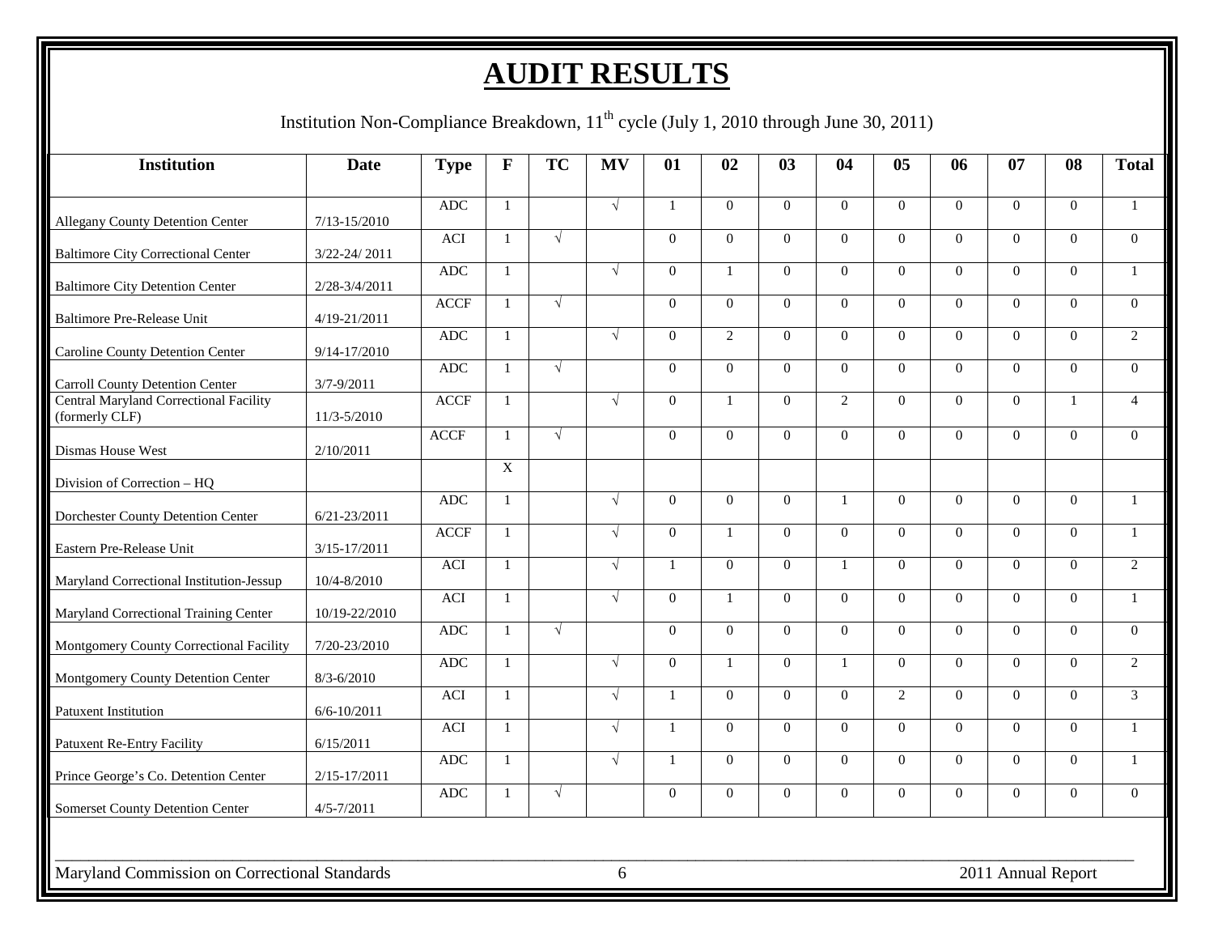# AUDIT RESULTS

Institution Non-Compliance Breakdown, 11th cycle (July 1, 2010 through June 30, 2011)

| Institution | Date | Type | F | TC | MV | 01 | 02 | 03 | 04 | 05 | 06 | 07 | 08 | Total |
|---|---|---|---|---|---|---|---|---|---|---|---|---|---|---|
| Allegany County Detention Center | 7/13-15/2010 | ADC | 1 | | √ | 1 | 0 | 0 | 0 | 0 | 0 | 0 | 0 | 1 |
| Baltimore City Correctional Center | 3/22-24/ 2011 | ACI | 1 | √ | | 0 | 0 | 0 | 0 | 0 | 0 | 0 | 0 | 0 |
| Baltimore City Detention Center | 2/28-3/4/2011 | ADC | 1 | | √ | 0 | 1 | 0 | 0 | 0 | 0 | 0 | 0 | 1 |
| Baltimore Pre-Release Unit | 4/19-21/2011 | ACCF | 1 | √ | | 0 | 0 | 0 | 0 | 0 | 0 | 0 | 0 | 0 |
| Caroline County Detention Center | 9/14-17/2010 | ADC | 1 | | √ | 0 | 2 | 0 | 0 | 0 | 0 | 0 | 0 | 2 |
| Carroll County Detention Center | 3/7-9/2011 | ADC | 1 | √ | | 0 | 0 | 0 | 0 | 0 | 0 | 0 | 0 | 0 |
| Central Maryland Correctional Facility (formerly CLF) | 11/3-5/2010 | ACCF | 1 | | √ | 0 | 1 | 0 | 2 | 0 | 0 | 0 | 1 | 4 |
| Dismas House West | 2/10/2011 | ACCF | 1 | √ | | 0 | 0 | 0 | 0 | 0 | 0 | 0 | 0 | 0 |
| Division of Correction – HQ | | | X | | | | | | | | | | | |
| Dorchester County Detention Center | 6/21-23/2011 | ADC | 1 | | √ | 0 | 0 | 0 | 1 | 0 | 0 | 0 | 0 | 1 |
| Eastern Pre-Release Unit | 3/15-17/2011 | ACCF | 1 | | √ | 0 | 1 | 0 | 0 | 0 | 0 | 0 | 0 | 1 |
| Maryland Correctional Institution-Jessup | 10/4-8/2010 | ACI | 1 | | √ | 1 | 0 | 0 | 1 | 0 | 0 | 0 | 0 | 2 |
| Maryland Correctional Training Center | 10/19-22/2010 | ACI | 1 | | √ | 0 | 1 | 0 | 0 | 0 | 0 | 0 | 0 | 1 |
| Montgomery County Correctional Facility | 7/20-23/2010 | ADC | 1 | √ | | 0 | 0 | 0 | 0 | 0 | 0 | 0 | 0 | 0 |
| Montgomery County Detention Center | 8/3-6/2010 | ADC | 1 | | √ | 0 | 1 | 0 | 1 | 0 | 0 | 0 | 0 | 2 |
| Patuxent Institution | 6/6-10/2011 | ACI | 1 | | √ | 1 | 0 | 0 | 0 | 2 | 0 | 0 | 0 | 3 |
| Patuxent Re-Entry Facility | 6/15/2011 | ACI | 1 | | √ | 1 | 0 | 0 | 0 | 0 | 0 | 0 | 0 | 1 |
| Prince George's Co. Detention Center | 2/15-17/2011 | ADC | 1 | | √ | 1 | 0 | 0 | 0 | 0 | 0 | 0 | 0 | 1 |
| Somerset County Detention Center | 4/5-7/2011 | ADC | 1 | √ | | 0 | 0 | 0 | 0 | 0 | 0 | 0 | 0 | 0 |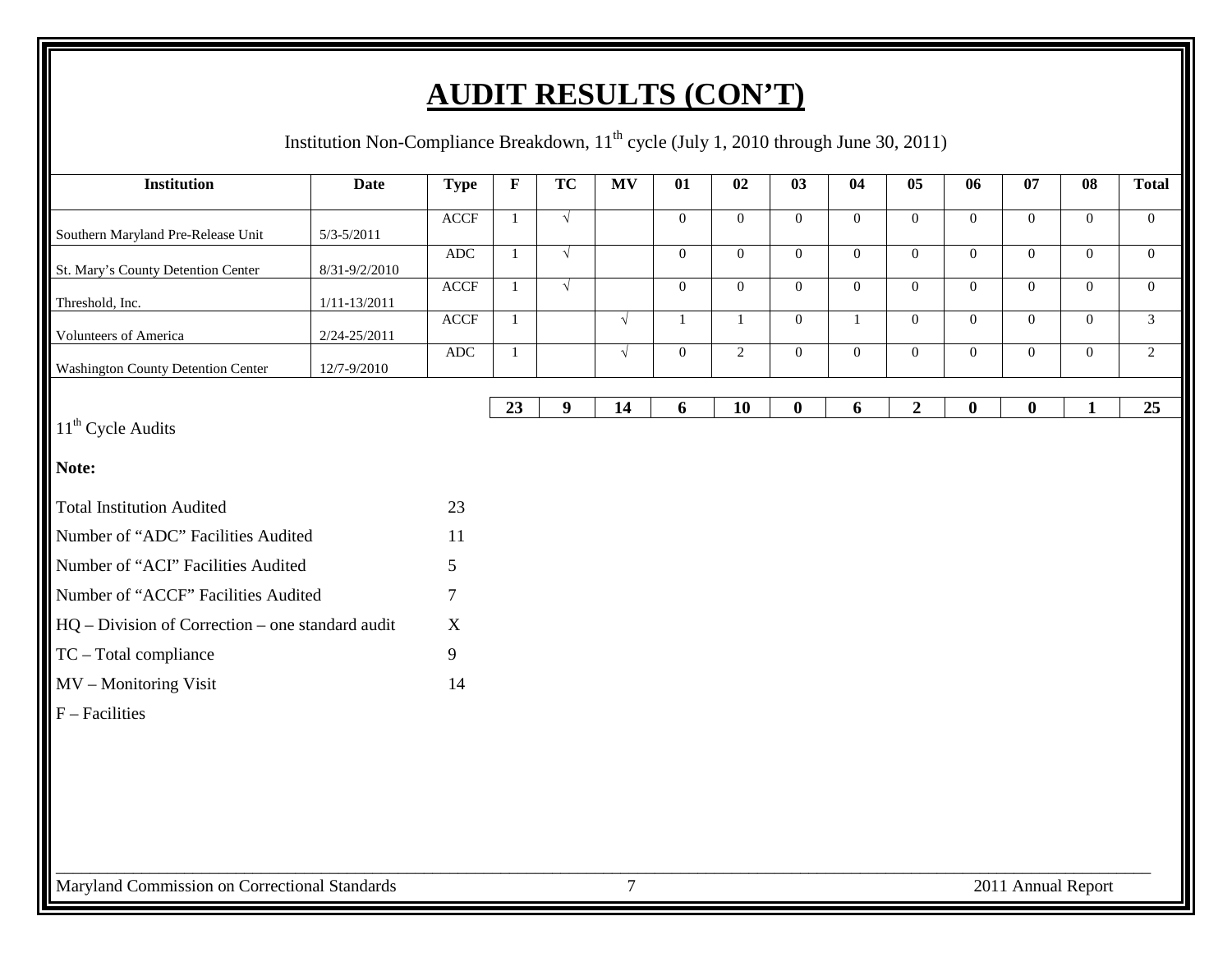# AUDIT RESULTS (CON'T)

Institution Non-Compliance Breakdown, 11th cycle (July 1, 2010 through June 30, 2011)

| Institution | Date | Type | F | TC | MV | 01 | 02 | 03 | 04 | 05 | 06 | 07 | 08 | Total |
|---|---|---|---|---|---|---|---|---|---|---|---|---|---|---|
| Southern Maryland Pre-Release Unit | 5/3-5/2011 | ACCF | 1 | √ | | 0 | 0 | 0 | 0 | 0 | 0 | 0 | 0 | 0 |
| St. Mary's County Detention Center | 8/31-9/2/2010 | ADC | 1 | √ | | 0 | 0 | 0 | 0 | 0 | 0 | 0 | 0 | 0 |
| Threshold, Inc. | 1/11-13/2011 | ACCF | 1 | √ | | 0 | 0 | 0 | 0 | 0 | 0 | 0 | 0 | 0 |
| Volunteers of America | 2/24-25/2011 | ACCF | 1 | | √ | 1 | 1 | 0 | 1 | 0 | 0 | 0 | 0 | 3 |
| Washington County Detention Center | 12/7-9/2010 | ADC | 1 | | √ | 0 | 2 | 0 | 0 | 0 | 0 | 0 | 0 | 2 |
| 11th Cycle Audits | | | 23 | 9 | 14 | 6 | 10 | 0 | 6 | 2 | 0 | 0 | 1 | 25 |

**Note:**

| | |
|---|---|
| Total Institution Audited | 23 |
| Number of "ADC" Facilities Audited | 11 |
| Number of "ACI" Facilities Audited | 5 |
| Number of "ACCF" Facilities Audited | 7 |
| HQ – Division of Correction – one standard audit | X |
| TC – Total compliance | 9 |
| MV – Monitoring Visit | 14 |
| F – Facilities | |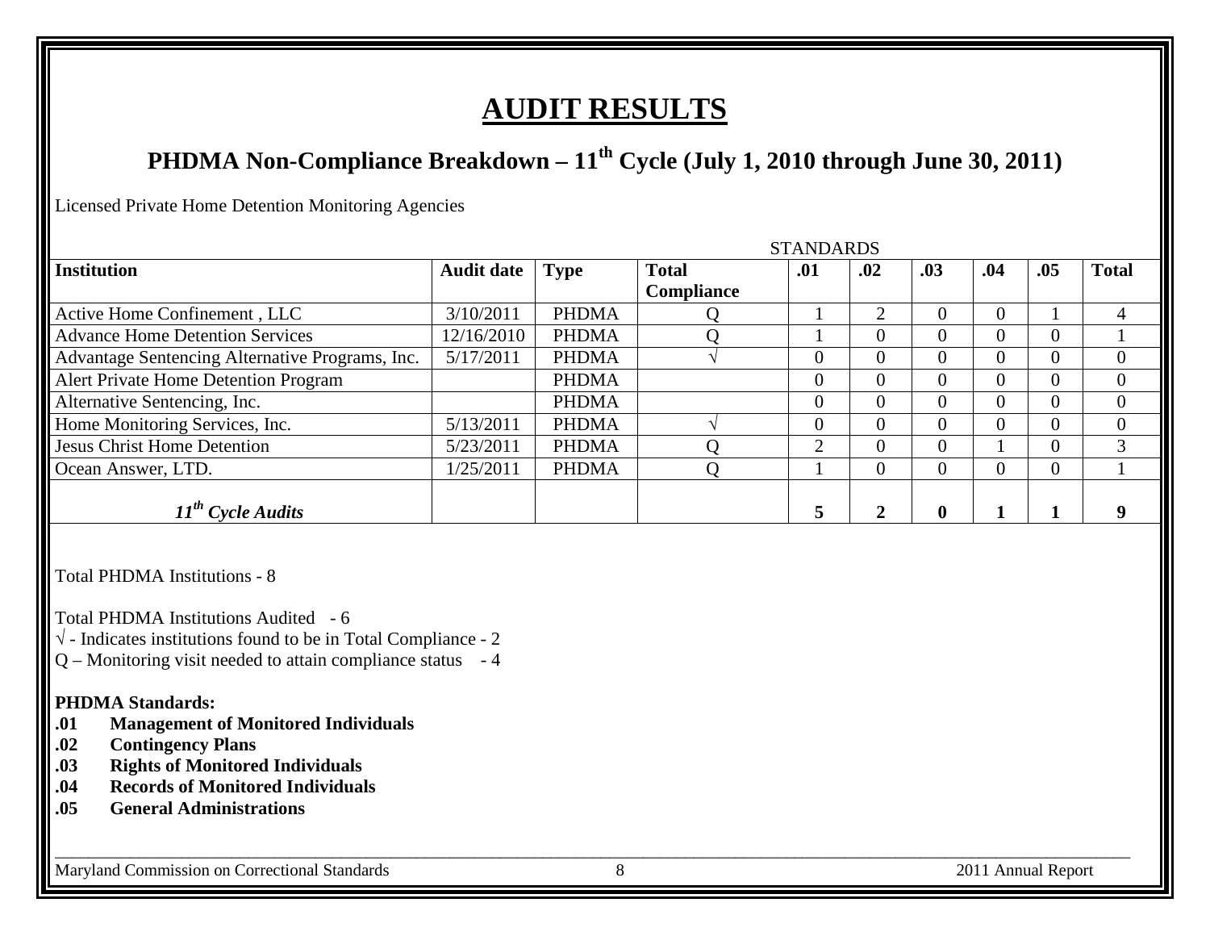# AUDIT RESULTS

## PHDMA Non-Compliance Breakdown – 11th Cycle (July 1, 2010 through June 30, 2011)

Licensed Private Home Detention Monitoring Agencies

| Institution | Audit date | Type | Total Compliance | STANDARDS .01 | .02 | .03 | .04 | .05 | Total |
|---|---|---|---|---|---|---|---|---|---|
| Active Home Confinement , LLC | 3/10/2011 | PHDMA | Q | 1 | 2 | 0 | 0 | 1 | 4 |
| Advance Home Detention Services | 12/16/2010 | PHDMA | Q | 1 | 0 | 0 | 0 | 0 | 1 |
| Advantage Sentencing Alternative Programs, Inc. | 5/17/2011 | PHDMA | √ | 0 | 0 | 0 | 0 | 0 | 0 |
| Alert Private Home Detention Program | | PHDMA | | 0 | 0 | 0 | 0 | 0 | 0 |
| Alternative Sentencing, Inc. | | PHDMA | | 0 | 0 | 0 | 0 | 0 | 0 |
| Home Monitoring Services, Inc. | 5/13/2011 | PHDMA | √ | 0 | 0 | 0 | 0 | 0 | 0 |
| Jesus Christ Home Detention | 5/23/2011 | PHDMA | Q | 2 | 0 | 0 | 1 | 0 | 3 |
| Ocean Answer, LTD. | 1/25/2011 | PHDMA | Q | 1 | 0 | 0 | 0 | 0 | 1 |
| ***11th Cycle Audits*** | | | | **5** | **2** | **0** | **1** | **1** | **9** |

Total PHDMA Institutions - 8

Total PHDMA Institutions Audited - 6

√ - Indicates institutions found to be in Total Compliance - 2

Q – Monitoring visit needed to attain compliance status - 4

**PHDMA Standards:**

**.01 Management of Monitored Individuals**

**.02 Contingency Plans**

**.03 Rights of Monitored Individuals**

**.04 Records of Monitored Individuals**

**.05 General Administrations**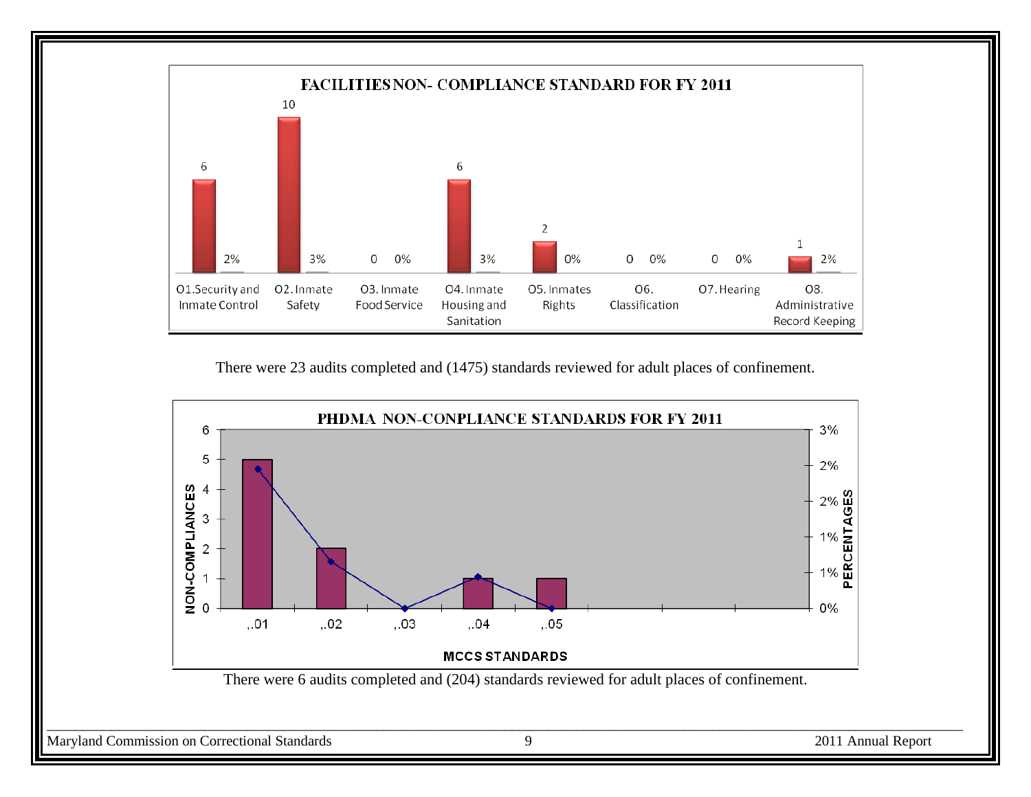**FACILITIES NON- COMPLIANCE STANDARD FOR FY 2011**

| Standard | Non-Compliances | Percentage |
|---|---|---|
| O1.Security and Inmate Control | 6 | 2% |
| O2. Inmate Safety | 10 | 3% |
| O3. Inmate Food Service | 0 | 0% |
| O4. Inmate Housing and Sanitation | 6 | 3% |
| O5. Inmates Rights | 2 | 0% |
| O6. Classification | 0 | 0% |
| O7. Hearing | 0 | 0% |
| O8. Administrative Record Keeping | 1 | 2% |

There were 23 audits completed and (1475) standards reviewed for adult places of confinement.

**PHDMA NON-CONPLIANCE STANDARDS FOR FY 2011**

| MCCS STANDARDS | NON-COMPLIANCES |
|---|---|
| ,.01 | 5 |
| ,.02 | 2 |
| ,.03 | 0 |
| ,.04 | 1 |
| ,.05 | 1 |

There were 6 audits completed and (204) standards reviewed for adult places of confinement.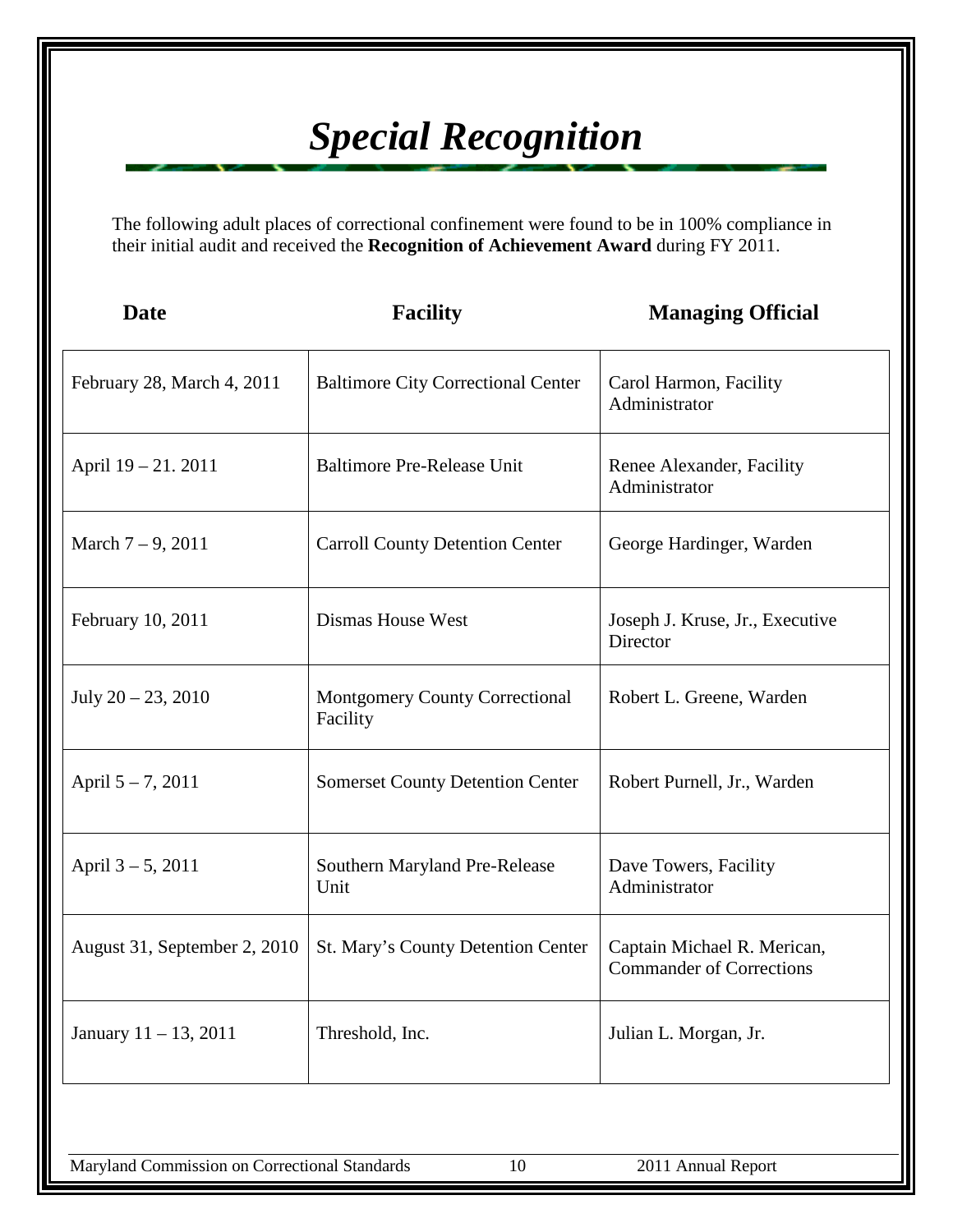# *Special Recognition*

The following adult places of correctional confinement were found to be in 100% compliance in their initial audit and received the **Recognition of Achievement Award** during FY 2011.

| Date | Facility | Managing Official |
|---|---|---|
| February 28, March 4, 2011 | Baltimore City Correctional Center | Carol Harmon, Facility Administrator |
| April 19 – 21. 2011 | Baltimore Pre-Release Unit | Renee Alexander, Facility Administrator |
| March 7 – 9, 2011 | Carroll County Detention Center | George Hardinger, Warden |
| February 10, 2011 | Dismas House West | Joseph J. Kruse, Jr., Executive Director |
| July 20 – 23, 2010 | Montgomery County Correctional Facility | Robert L. Greene, Warden |
| April 5 – 7, 2011 | Somerset County Detention Center | Robert Purnell, Jr., Warden |
| April 3 – 5, 2011 | Southern Maryland Pre-Release Unit | Dave Towers, Facility Administrator |
| August 31, September 2, 2010 | St. Mary's County Detention Center | Captain Michael R. Merican, Commander of Corrections |
| January 11 – 13, 2011 | Threshold, Inc. | Julian L. Morgan, Jr. |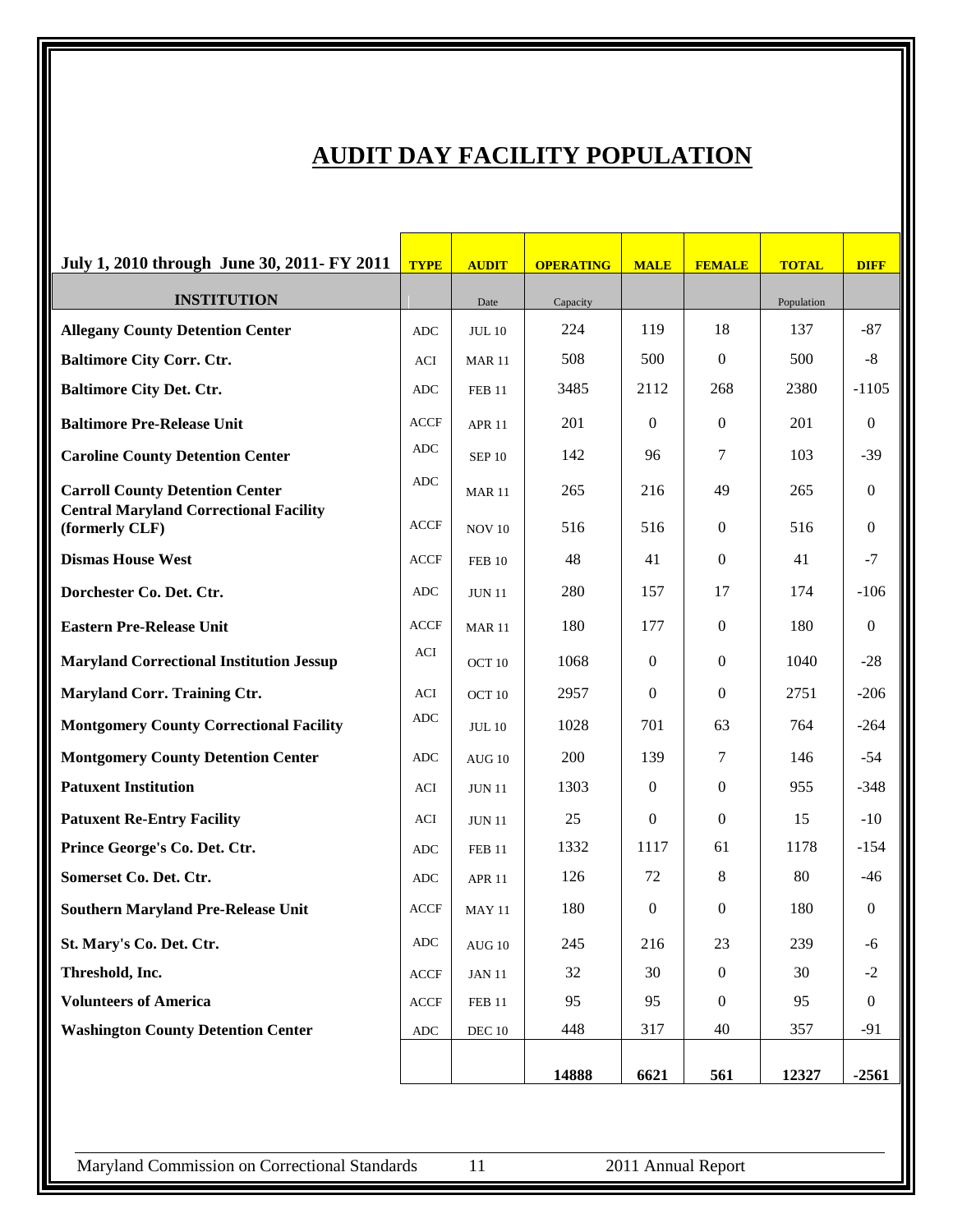# AUDIT DAY FACILITY POPULATION

| July 1, 2010 through June 30, 2011- FY 2011 | TYPE | AUDIT | OPERATING | MALE | FEMALE | TOTAL | DIFF |
|---|---|---|---|---|---|---|---|
| **INSTITUTION** | | Date | Capacity | | | Population | |
| **Allegany County Detention Center** | ADC | JUL 10 | 224 | 119 | 18 | 137 | -87 |
| **Baltimore City Corr. Ctr.** | ACI | MAR 11 | 508 | 500 | 0 | 500 | -8 |
| **Baltimore City Det. Ctr.** | ADC | FEB 11 | 3485 | 2112 | 268 | 2380 | -1105 |
| **Baltimore Pre-Release Unit** | ACCF | APR 11 | 201 | 0 | 0 | 201 | 0 |
| **Caroline County Detention Center** | ADC | SEP 10 | 142 | 96 | 7 | 103 | -39 |
| **Carroll County Detention Center** | ADC | MAR 11 | 265 | 216 | 49 | 265 | 0 |
| **Central Maryland Correctional Facility (formerly CLF)** | ACCF | NOV 10 | 516 | 516 | 0 | 516 | 0 |
| **Dismas House West** | ACCF | FEB 10 | 48 | 41 | 0 | 41 | -7 |
| **Dorchester Co. Det. Ctr.** | ADC | JUN 11 | 280 | 157 | 17 | 174 | -106 |
| **Eastern Pre-Release Unit** | ACCF | MAR 11 | 180 | 177 | 0 | 180 | 0 |
| **Maryland Correctional Institution Jessup** | ACI | OCT 10 | 1068 | 0 | 0 | 1040 | -28 |
| **Maryland Corr. Training Ctr.** | ACI | OCT 10 | 2957 | 0 | 0 | 2751 | -206 |
| **Montgomery County Correctional Facility** | ADC | JUL 10 | 1028 | 701 | 63 | 764 | -264 |
| **Montgomery County Detention Center** | ADC | AUG 10 | 200 | 139 | 7 | 146 | -54 |
| **Patuxent Institution** | ACI | JUN 11 | 1303 | 0 | 0 | 955 | -348 |
| **Patuxent Re-Entry Facility** | ACI | JUN 11 | 25 | 0 | 0 | 15 | -10 |
| **Prince George's Co. Det. Ctr.** | ADC | FEB 11 | 1332 | 1117 | 61 | 1178 | -154 |
| **Somerset Co. Det. Ctr.** | ADC | APR 11 | 126 | 72 | 8 | 80 | -46 |
| **Southern Maryland Pre-Release Unit** | ACCF | MAY 11 | 180 | 0 | 0 | 180 | 0 |
| **St. Mary's Co. Det. Ctr.** | ADC | AUG 10 | 245 | 216 | 23 | 239 | -6 |
| **Threshold, Inc.** | ACCF | JAN 11 | 32 | 30 | 0 | 30 | -2 |
| **Volunteers of America** | ACCF | FEB 11 | 95 | 95 | 0 | 95 | 0 |
| **Washington County Detention Center** | ADC | DEC 10 | 448 | 317 | 40 | 357 | -91 |
| | | | **14888** | **6621** | **561** | **12327** | **-2561** |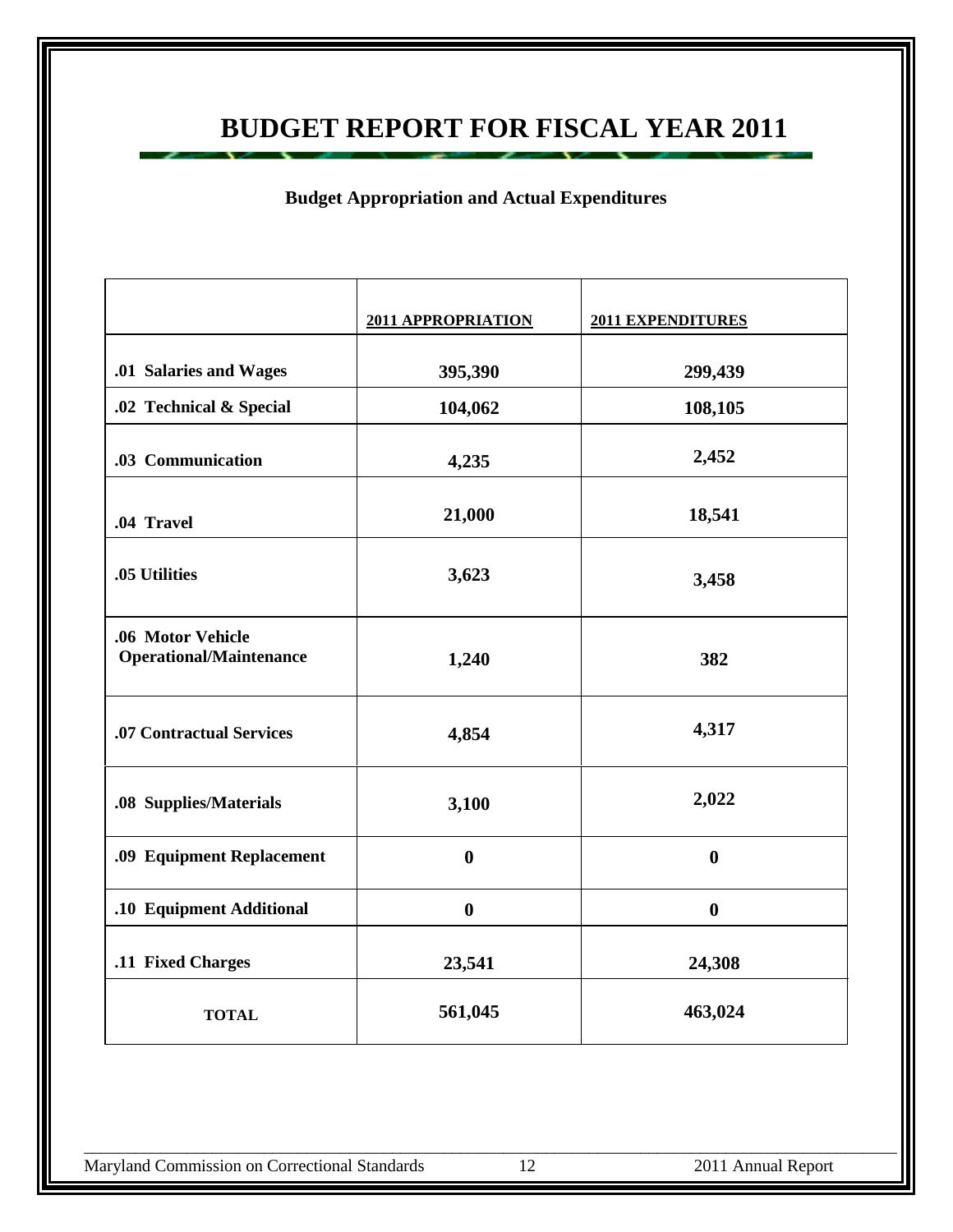# BUDGET REPORT FOR FISCAL YEAR 2011

### Budget Appropriation and Actual Expenditures

| | 2011 APPROPRIATION | 2011 EXPENDITURES |
|---|---|---|
| **.01 Salaries and Wages** | **395,390** | **299,439** |
| **.02 Technical & Special** | **104,062** | **108,105** |
| **.03 Communication** | **4,235** | **2,452** |
| **.04 Travel** | **21,000** | **18,541** |
| **.05 Utilities** | **3,623** | **3,458** |
| **.06 Motor Vehicle Operational/Maintenance** | **1,240** | **382** |
| **.07 Contractual Services** | **4,854** | **4,317** |
| **.08 Supplies/Materials** | **3,100** | **2,022** |
| **.09 Equipment Replacement** | **0** | **0** |
| **.10 Equipment Additional** | **0** | **0** |
| **.11 Fixed Charges** | **23,541** | **24,308** |
| **TOTAL** | **561,045** | **463,024** |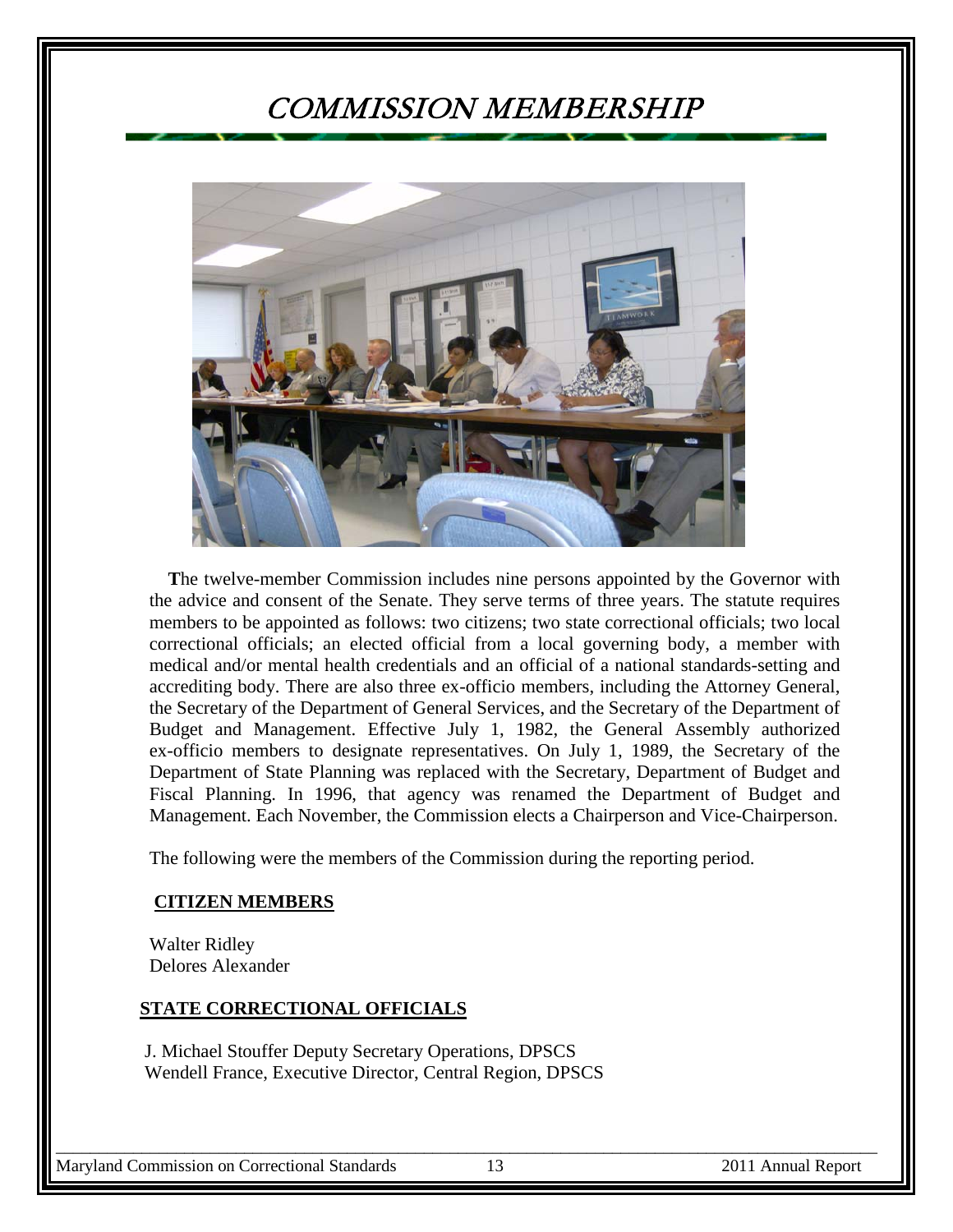# COMMISSION MEMBERSHIP

**T**he twelve-member Commission includes nine persons appointed by the Governor with the advice and consent of the Senate. They serve terms of three years. The statute requires members to be appointed as follows: two citizens; two state correctional officials; two local correctional officials; an elected official from a local governing body, a member with medical and/or mental health credentials and an official of a national standards-setting and accrediting body. There are also three ex-officio members, including the Attorney General, the Secretary of the Department of General Services, and the Secretary of the Department of Budget and Management. Effective July 1, 1982, the General Assembly authorized ex-officio members to designate representatives. On July 1, 1989, the Secretary of the Department of State Planning was replaced with the Secretary, Department of Budget and Fiscal Planning. In 1996, that agency was renamed the Department of Budget and Management. Each November, the Commission elects a Chairperson and Vice-Chairperson.

The following were the members of the Commission during the reporting period.

**CITIZEN MEMBERS**

Walter Ridley
Delores Alexander

**STATE CORRECTIONAL OFFICIALS**

J. Michael Stouffer Deputy Secretary Operations, DPSCS
Wendell France, Executive Director, Central Region, DPSCS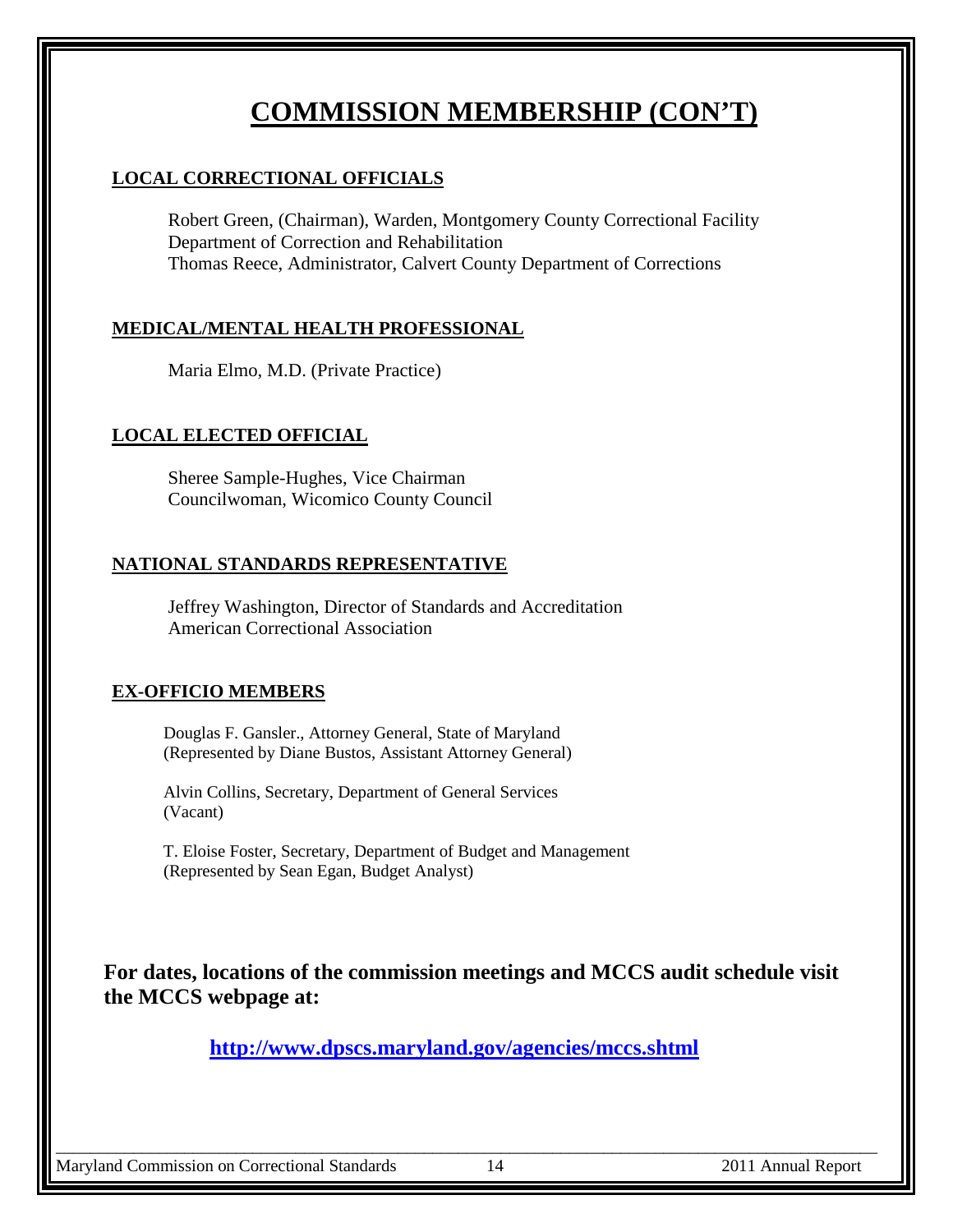# COMMISSION MEMBERSHIP (CON'T)

## LOCAL CORRECTIONAL OFFICIALS

Robert Green, (Chairman), Warden, Montgomery County Correctional Facility
Department of Correction and Rehabilitation
Thomas Reece, Administrator, Calvert County Department of Corrections

## MEDICAL/MENTAL HEALTH PROFESSIONAL

Maria Elmo, M.D. (Private Practice)

## LOCAL ELECTED OFFICIAL

Sheree Sample-Hughes, Vice Chairman
Councilwoman, Wicomico County Council

## NATIONAL STANDARDS REPRESENTATIVE

Jeffrey Washington, Director of Standards and Accreditation
American Correctional Association

## EX-OFFICIO MEMBERS

Douglas F. Gansler., Attorney General, State of Maryland
(Represented by Diane Bustos, Assistant Attorney General)

Alvin Collins, Secretary, Department of General Services
(Vacant)

T. Eloise Foster, Secretary, Department of Budget and Management
(Represented by Sean Egan, Budget Analyst)

**For dates, locations of the commission meetings and MCCS audit schedule visit the MCCS webpage at:**

**http://www.dpscs.maryland.gov/agencies/mccs.shtml**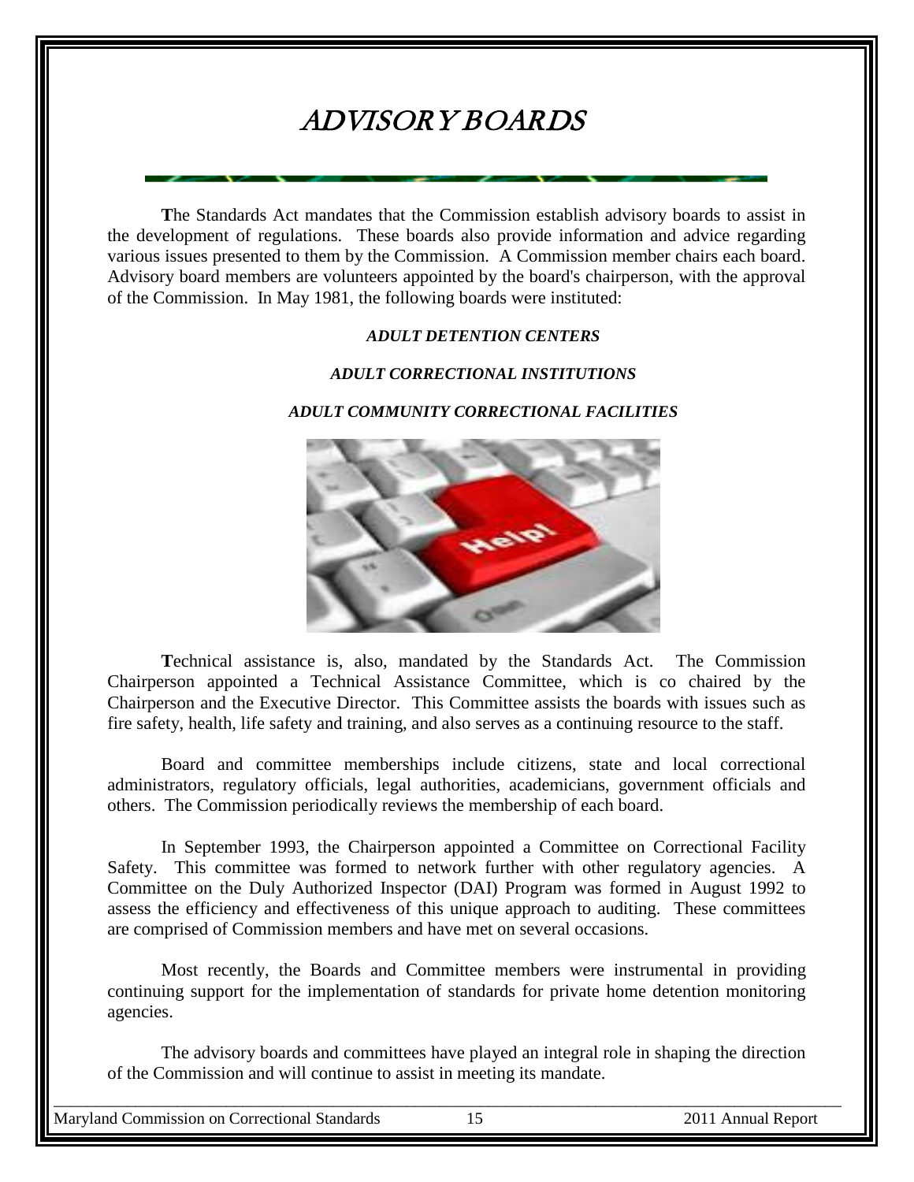# ADVISORY BOARDS

**T**he Standards Act mandates that the Commission establish advisory boards to assist in the development of regulations. These boards also provide information and advice regarding various issues presented to them by the Commission. A Commission member chairs each board. Advisory board members are volunteers appointed by the board's chairperson, with the approval of the Commission. In May 1981, the following boards were instituted:

***ADULT DETENTION CENTERS***

***ADULT CORRECTIONAL INSTITUTIONS***

***ADULT COMMUNITY CORRECTIONAL FACILITIES***

**T**echnical assistance is, also, mandated by the Standards Act. The Commission Chairperson appointed a Technical Assistance Committee, which is co chaired by the Chairperson and the Executive Director. This Committee assists the boards with issues such as fire safety, health, life safety and training, and also serves as a continuing resource to the staff.

Board and committee memberships include citizens, state and local correctional administrators, regulatory officials, legal authorities, academicians, government officials and others. The Commission periodically reviews the membership of each board.

In September 1993, the Chairperson appointed a Committee on Correctional Facility Safety. This committee was formed to network further with other regulatory agencies. A Committee on the Duly Authorized Inspector (DAI) Program was formed in August 1992 to assess the efficiency and effectiveness of this unique approach to auditing. These committees are comprised of Commission members and have met on several occasions.

Most recently, the Boards and Committee members were instrumental in providing continuing support for the implementation of standards for private home detention monitoring agencies.

The advisory boards and committees have played an integral role in shaping the direction of the Commission and will continue to assist in meeting its mandate.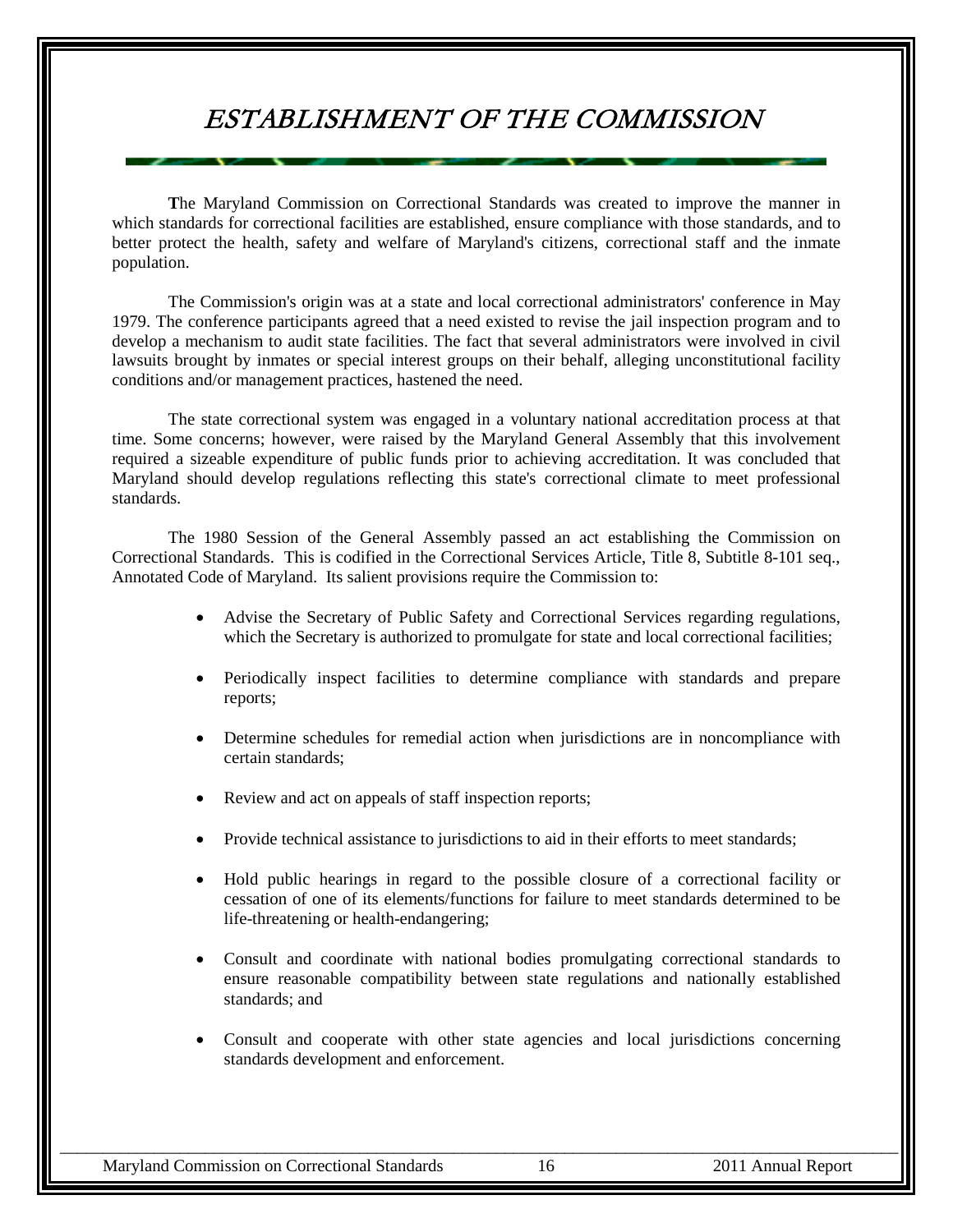# ESTABLISHMENT OF THE COMMISSION

**T**he Maryland Commission on Correctional Standards was created to improve the manner in which standards for correctional facilities are established, ensure compliance with those standards, and to better protect the health, safety and welfare of Maryland's citizens, correctional staff and the inmate population.

The Commission's origin was at a state and local correctional administrators' conference in May 1979. The conference participants agreed that a need existed to revise the jail inspection program and to develop a mechanism to audit state facilities. The fact that several administrators were involved in civil lawsuits brought by inmates or special interest groups on their behalf, alleging unconstitutional facility conditions and/or management practices, hastened the need.

The state correctional system was engaged in a voluntary national accreditation process at that time. Some concerns; however, were raised by the Maryland General Assembly that this involvement required a sizeable expenditure of public funds prior to achieving accreditation. It was concluded that Maryland should develop regulations reflecting this state's correctional climate to meet professional standards.

The 1980 Session of the General Assembly passed an act establishing the Commission on Correctional Standards. This is codified in the Correctional Services Article, Title 8, Subtitle 8-101 seq., Annotated Code of Maryland. Its salient provisions require the Commission to:

- Advise the Secretary of Public Safety and Correctional Services regarding regulations, which the Secretary is authorized to promulgate for state and local correctional facilities;
- Periodically inspect facilities to determine compliance with standards and prepare reports;
- Determine schedules for remedial action when jurisdictions are in noncompliance with certain standards;
- Review and act on appeals of staff inspection reports;
- Provide technical assistance to jurisdictions to aid in their efforts to meet standards;
- Hold public hearings in regard to the possible closure of a correctional facility or cessation of one of its elements/functions for failure to meet standards determined to be life-threatening or health-endangering;
- Consult and coordinate with national bodies promulgating correctional standards to ensure reasonable compatibility between state regulations and nationally established standards; and
- Consult and cooperate with other state agencies and local jurisdictions concerning standards development and enforcement.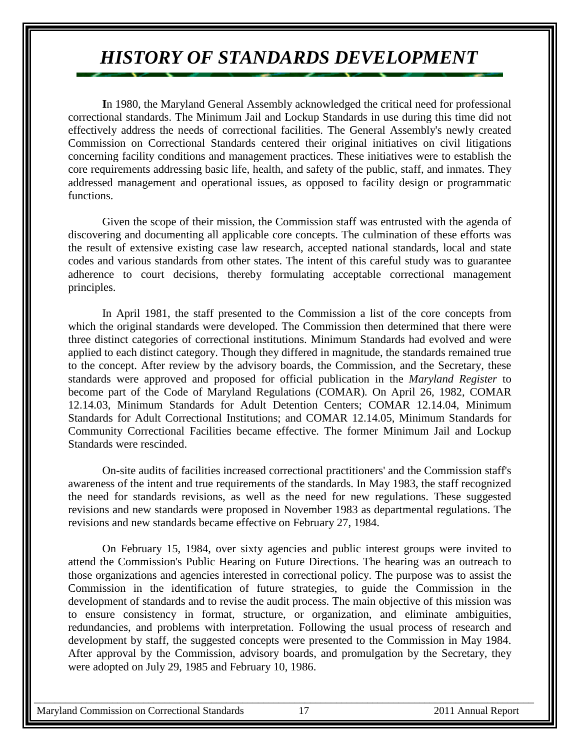# *HISTORY OF STANDARDS DEVELOPMENT*

**I**n 1980, the Maryland General Assembly acknowledged the critical need for professional correctional standards. The Minimum Jail and Lockup Standards in use during this time did not effectively address the needs of correctional facilities. The General Assembly's newly created Commission on Correctional Standards centered their original initiatives on civil litigations concerning facility conditions and management practices. These initiatives were to establish the core requirements addressing basic life, health, and safety of the public, staff, and inmates. They addressed management and operational issues, as opposed to facility design or programmatic functions.

Given the scope of their mission, the Commission staff was entrusted with the agenda of discovering and documenting all applicable core concepts. The culmination of these efforts was the result of extensive existing case law research, accepted national standards, local and state codes and various standards from other states. The intent of this careful study was to guarantee adherence to court decisions, thereby formulating acceptable correctional management principles.

In April 1981, the staff presented to the Commission a list of the core concepts from which the original standards were developed. The Commission then determined that there were three distinct categories of correctional institutions. Minimum Standards had evolved and were applied to each distinct category. Though they differed in magnitude, the standards remained true to the concept. After review by the advisory boards, the Commission, and the Secretary, these standards were approved and proposed for official publication in the *Maryland Register* to become part of the Code of Maryland Regulations (COMAR). On April 26, 1982, COMAR 12.14.03, Minimum Standards for Adult Detention Centers; COMAR 12.14.04, Minimum Standards for Adult Correctional Institutions; and COMAR 12.14.05, Minimum Standards for Community Correctional Facilities became effective. The former Minimum Jail and Lockup Standards were rescinded.

On-site audits of facilities increased correctional practitioners' and the Commission staff's awareness of the intent and true requirements of the standards. In May 1983, the staff recognized the need for standards revisions, as well as the need for new regulations. These suggested revisions and new standards were proposed in November 1983 as departmental regulations. The revisions and new standards became effective on February 27, 1984.

On February 15, 1984, over sixty agencies and public interest groups were invited to attend the Commission's Public Hearing on Future Directions. The hearing was an outreach to those organizations and agencies interested in correctional policy. The purpose was to assist the Commission in the identification of future strategies, to guide the Commission in the development of standards and to revise the audit process. The main objective of this mission was to ensure consistency in format, structure, or organization, and eliminate ambiguities, redundancies, and problems with interpretation. Following the usual process of research and development by staff, the suggested concepts were presented to the Commission in May 1984. After approval by the Commission, advisory boards, and promulgation by the Secretary, they were adopted on July 29, 1985 and February 10, 1986.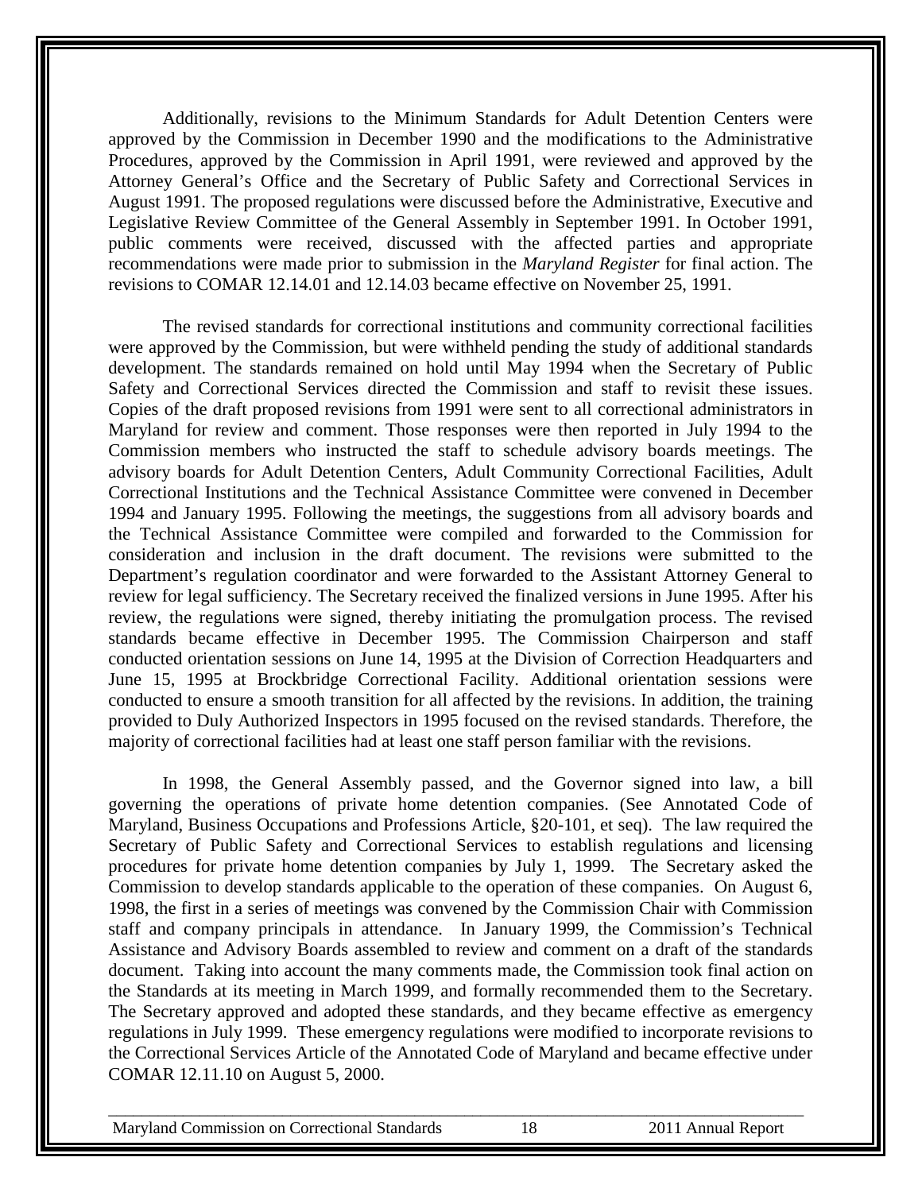Additionally, revisions to the Minimum Standards for Adult Detention Centers were approved by the Commission in December 1990 and the modifications to the Administrative Procedures, approved by the Commission in April 1991, were reviewed and approved by the Attorney General's Office and the Secretary of Public Safety and Correctional Services in August 1991. The proposed regulations were discussed before the Administrative, Executive and Legislative Review Committee of the General Assembly in September 1991. In October 1991, public comments were received, discussed with the affected parties and appropriate recommendations were made prior to submission in the *Maryland Register* for final action. The revisions to COMAR 12.14.01 and 12.14.03 became effective on November 25, 1991.

The revised standards for correctional institutions and community correctional facilities were approved by the Commission, but were withheld pending the study of additional standards development. The standards remained on hold until May 1994 when the Secretary of Public Safety and Correctional Services directed the Commission and staff to revisit these issues. Copies of the draft proposed revisions from 1991 were sent to all correctional administrators in Maryland for review and comment. Those responses were then reported in July 1994 to the Commission members who instructed the staff to schedule advisory boards meetings. The advisory boards for Adult Detention Centers, Adult Community Correctional Facilities, Adult Correctional Institutions and the Technical Assistance Committee were convened in December 1994 and January 1995. Following the meetings, the suggestions from all advisory boards and the Technical Assistance Committee were compiled and forwarded to the Commission for consideration and inclusion in the draft document. The revisions were submitted to the Department's regulation coordinator and were forwarded to the Assistant Attorney General to review for legal sufficiency. The Secretary received the finalized versions in June 1995. After his review, the regulations were signed, thereby initiating the promulgation process. The revised standards became effective in December 1995. The Commission Chairperson and staff conducted orientation sessions on June 14, 1995 at the Division of Correction Headquarters and June 15, 1995 at Brockbridge Correctional Facility. Additional orientation sessions were conducted to ensure a smooth transition for all affected by the revisions. In addition, the training provided to Duly Authorized Inspectors in 1995 focused on the revised standards. Therefore, the majority of correctional facilities had at least one staff person familiar with the revisions.

In 1998, the General Assembly passed, and the Governor signed into law, a bill governing the operations of private home detention companies. (See Annotated Code of Maryland, Business Occupations and Professions Article, §20-101, et seq). The law required the Secretary of Public Safety and Correctional Services to establish regulations and licensing procedures for private home detention companies by July 1, 1999. The Secretary asked the Commission to develop standards applicable to the operation of these companies. On August 6, 1998, the first in a series of meetings was convened by the Commission Chair with Commission staff and company principals in attendance. In January 1999, the Commission's Technical Assistance and Advisory Boards assembled to review and comment on a draft of the standards document. Taking into account the many comments made, the Commission took final action on the Standards at its meeting in March 1999, and formally recommended them to the Secretary. The Secretary approved and adopted these standards, and they became effective as emergency regulations in July 1999. These emergency regulations were modified to incorporate revisions to the Correctional Services Article of the Annotated Code of Maryland and became effective under COMAR 12.11.10 on August 5, 2000.